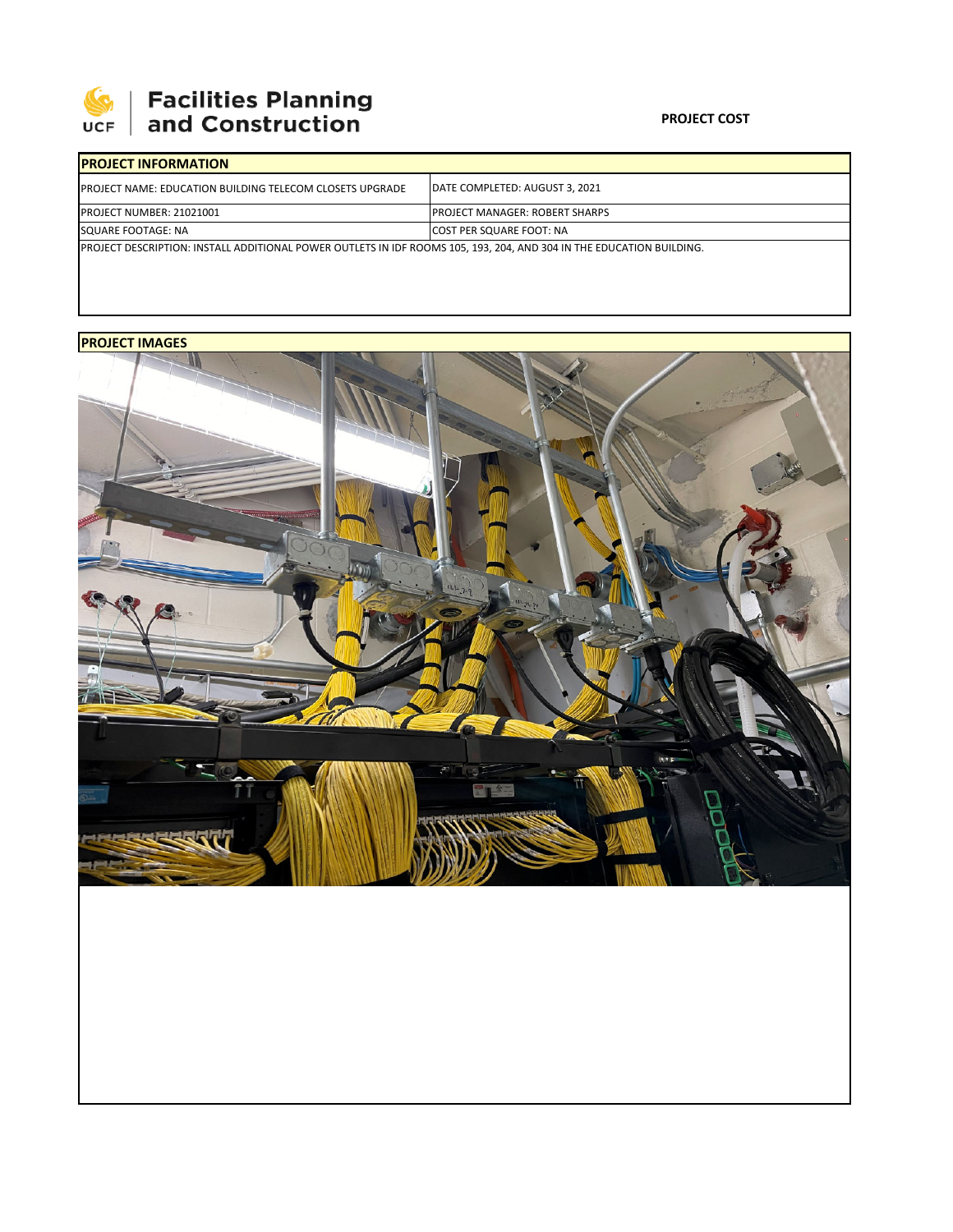Facilities Planning and Construction

**PROJECT COST**

## PROJECT INFORMATION

| PROJECT NAME: EDUCATION BUILDING TELECOM CLOSETS UPGRADE | DATE COMPLETED: AUGUST 3, 2021 |
|---|---|
| PROJECT NUMBER: 21021001 | PROJECT MANAGER: ROBERT SHARPS |
| SQUARE FOOTAGE: NA | COST PER SQUARE FOOT: NA |

PROJECT DESCRIPTION: INSTALL ADDITIONAL POWER OUTLETS IN IDF ROOMS 105, 193, 204, AND 304 IN THE EDUCATION BUILDING.

## PROJECT IMAGES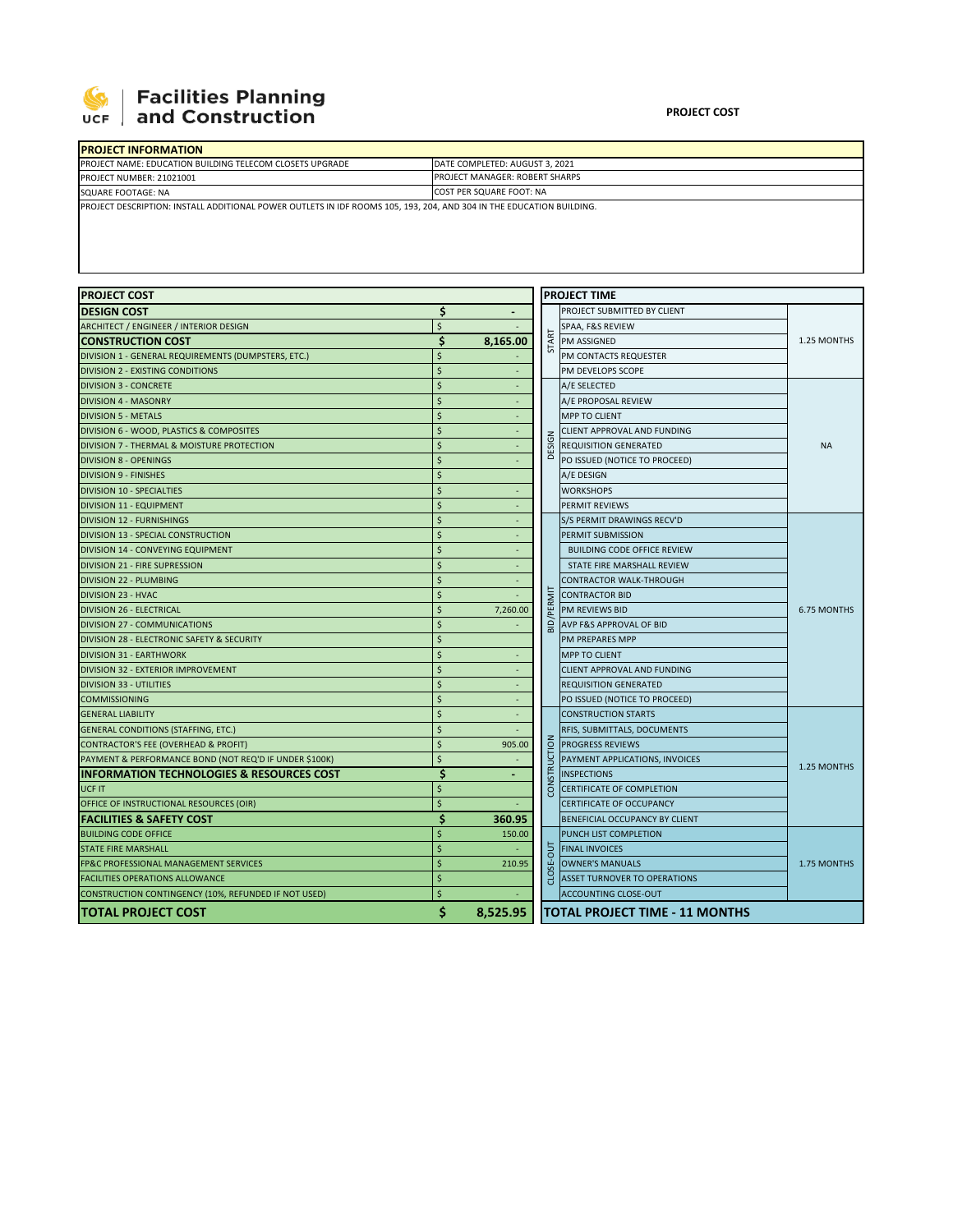Facilities Planning and Construction

**PROJECT COST**

| PROJECT INFORMATION | |
|---|---|
| PROJECT NAME: EDUCATION BUILDING TELECOM CLOSETS UPGRADE | DATE COMPLETED: AUGUST 3, 2021 |
| PROJECT NUMBER: 21021001 | PROJECT MANAGER: ROBERT SHARPS |
| SQUARE FOOTAGE: NA | COST PER SQUARE FOOT: NA |
| PROJECT DESCRIPTION: INSTALL ADDITIONAL POWER OUTLETS IN IDF ROOMS 105, 193, 204, AND 304 IN THE EDUCATION BUILDING. | |

| PROJECT COST | | |
|---|---|---|
| **DESIGN COST** | $ | - |
| ARCHITECT / ENGINEER / INTERIOR DESIGN | $ | - |
| **CONSTRUCTION COST** | $ | 8,165.00 |
| DIVISION 1 - GENERAL REQUIREMENTS (DUMPSTERS, ETC.) | $ | - |
| DIVISION 2 - EXISTING CONDITIONS | $ | - |
| DIVISION 3 - CONCRETE | $ | - |
| DIVISION 4 - MASONRY | $ | - |
| DIVISION 5 - METALS | $ | - |
| DIVISION 6 - WOOD, PLASTICS & COMPOSITES | $ | - |
| DIVISION 7 - THERMAL & MOISTURE PROTECTION | $ | - |
| DIVISION 8 - OPENINGS | $ | - |
| DIVISION 9 - FINISHES | $ | |
| DIVISION 10 - SPECIALTIES | $ | - |
| DIVISION 11 - EQUIPMENT | $ | - |
| DIVISION 12 - FURNISHINGS | $ | - |
| DIVISION 13 - SPECIAL CONSTRUCTION | $ | - |
| DIVISION 14 - CONVEYING EQUIPMENT | $ | - |
| DIVISION 21 - FIRE SUPRESSION | $ | - |
| DIVISION 22 - PLUMBING | $ | - |
| DIVISION 23 - HVAC | $ | - |
| DIVISION 26 - ELECTRICAL | $ | 7,260.00 |
| DIVISION 27 - COMMUNICATIONS | $ | - |
| DIVISION 28 - ELECTRONIC SAFETY & SECURITY | $ | |
| DIVISION 31 - EARTHWORK | $ | - |
| DIVISION 32 - EXTERIOR IMPROVEMENT | $ | - |
| DIVISION 33 - UTILITIES | $ | - |
| COMMISSIONING | $ | - |
| GENERAL LIABILITY | $ | - |
| GENERAL CONDITIONS (STAFFING, ETC.) | $ | - |
| CONTRACTOR'S FEE (OVERHEAD & PROFIT) | $ | 905.00 |
| PAYMENT & PERFORMANCE BOND (NOT REQ'D IF UNDER $100K) | $ | - |
| **INFORMATION TECHNOLOGIES & RESOURCES COST** | $ | - |
| UCF IT | $ | |
| OFFICE OF INSTRUCTIONAL RESOURCES (OIR) | $ | - |
| **FACILITIES & SAFETY COST** | $ | 360.95 |
| BUILDING CODE OFFICE | $ | 150.00 |
| STATE FIRE MARSHALL | $ | - |
| FP&C PROFESSIONAL MANAGEMENT SERVICES | $ | 210.95 |
| FACILITIES OPERATIONS ALLOWANCE | $ | |
| CONSTRUCTION CONTINGENCY (10%, REFUNDED IF NOT USED) | $ | - |
| **TOTAL PROJECT COST** | **$** | **8,525.95** |

| PROJECT TIME | | |
|---|---|---|
| START | PROJECT SUBMITTED BY CLIENT | 1.25 MONTHS |
| | SPAA, F&S REVIEW | |
| | PM ASSIGNED | |
| | PM CONTACTS REQUESTER | |
| | PM DEVELOPS SCOPE | |
| DESIGN | A/E SELECTED | NA |
| | A/E PROPOSAL REVIEW | |
| | MPP TO CLIENT | |
| | CLIENT APPROVAL AND FUNDING | |
| | REQUISITION GENERATED | |
| | PO ISSUED (NOTICE TO PROCEED) | |
| | A/E DESIGN | |
| | WORKSHOPS | |
| | PERMIT REVIEWS | |
| BID/PERMIT | S/S PERMIT DRAWINGS RECV'D | 6.75 MONTHS |
| | PERMIT SUBMISSION | |
| | BUILDING CODE OFFICE REVIEW | |
| | STATE FIRE MARSHALL REVIEW | |
| | CONTRACTOR WALK-THROUGH | |
| | CONTRACTOR BID | |
| | PM REVIEWS BID | |
| | AVP F&S APPROVAL OF BID | |
| | PM PREPARES MPP | |
| | MPP TO CLIENT | |
| | CLIENT APPROVAL AND FUNDING | |
| | REQUISITION GENERATED | |
| | PO ISSUED (NOTICE TO PROCEED) | |
| CONSTRUCTION | CONSTRUCTION STARTS | 1.25 MONTHS |
| | RFIS, SUBMITTALS, DOCUMENTS | |
| | PROGRESS REVIEWS | |
| | PAYMENT APPLICATIONS, INVOICES | |
| | INSPECTIONS | |
| | CERTIFICATE OF COMPLETION | |
| | CERTIFICATE OF OCCUPANCY | |
| | BENEFICIAL OCCUPANCY BY CLIENT | |
| CLOSE-OUT | PUNCH LIST COMPLETION | 1.75 MONTHS |
| | FINAL INVOICES | |
| | OWNER'S MANUALS | |
| | ASSET TURNOVER TO OPERATIONS | |
| | ACCOUNTING CLOSE-OUT | |
| **TOTAL PROJECT TIME - 11 MONTHS** | | |